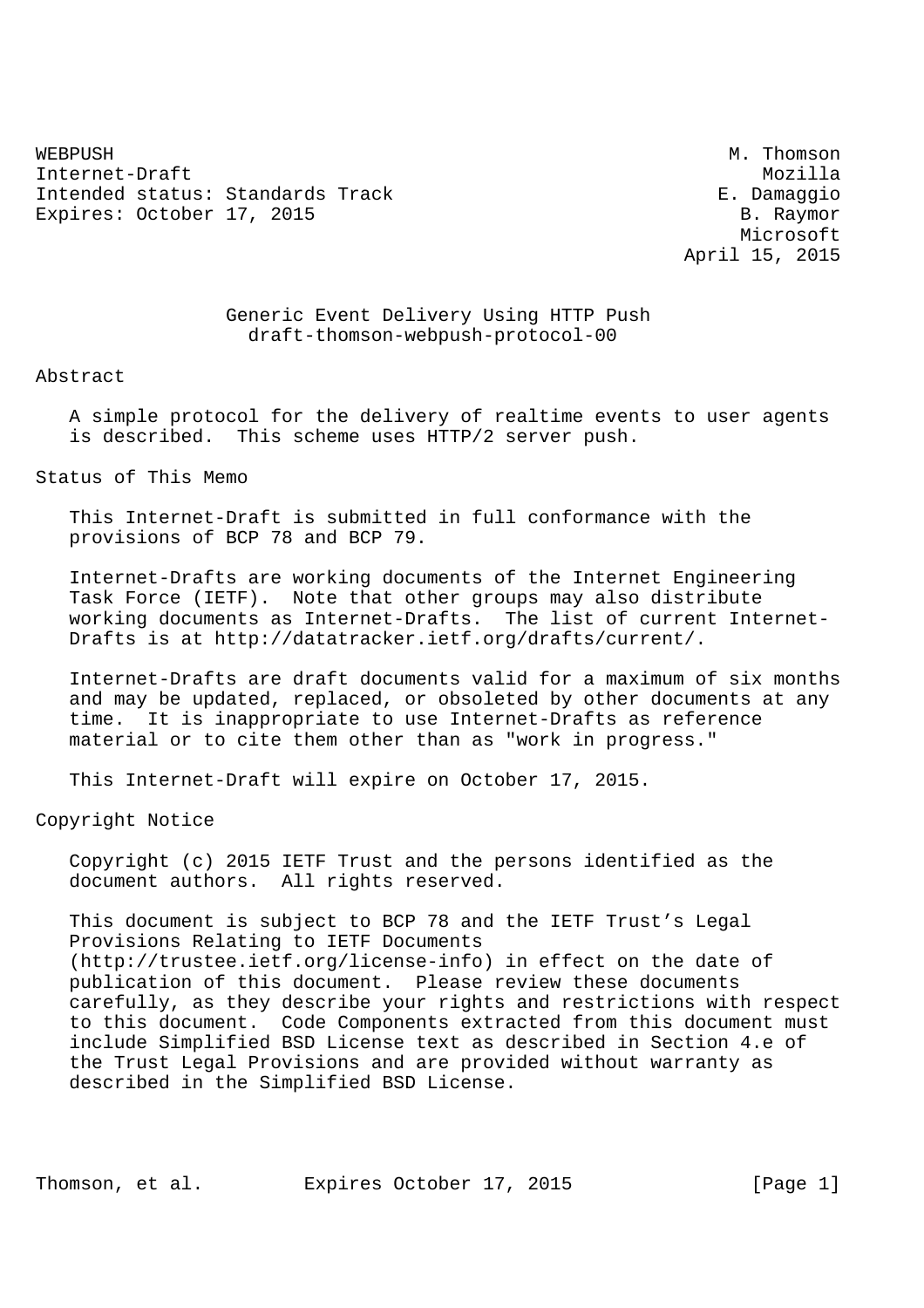WEBPUSH M. Thomson
Internet-Draft Mozilla
Intended status: Standards Track E. Damaggio
Expires: October 17, 2015 B. Raymor
Microsoft
April 15, 2015

# Generic Event Delivery Using HTTP Push
## draft-thomson-webpush-protocol-00

## Abstract

A simple protocol for the delivery of realtime events to user agents is described. This scheme uses HTTP/2 server push.

## Status of This Memo

This Internet-Draft is submitted in full conformance with the provisions of BCP 78 and BCP 79.

Internet-Drafts are working documents of the Internet Engineering Task Force (IETF). Note that other groups may also distribute working documents as Internet-Drafts. The list of current Internet-Drafts is at http://datatracker.ietf.org/drafts/current/.

Internet-Drafts are draft documents valid for a maximum of six months and may be updated, replaced, or obsoleted by other documents at any time. It is inappropriate to use Internet-Drafts as reference material or to cite them other than as "work in progress."

This Internet-Draft will expire on October 17, 2015.

## Copyright Notice

Copyright (c) 2015 IETF Trust and the persons identified as the document authors. All rights reserved.

This document is subject to BCP 78 and the IETF Trust's Legal Provisions Relating to IETF Documents (http://trustee.ietf.org/license-info) in effect on the date of publication of this document. Please review these documents carefully, as they describe your rights and restrictions with respect to this document. Code Components extracted from this document must include Simplified BSD License text as described in Section 4.e of the Trust Legal Provisions and are provided without warranty as described in the Simplified BSD License.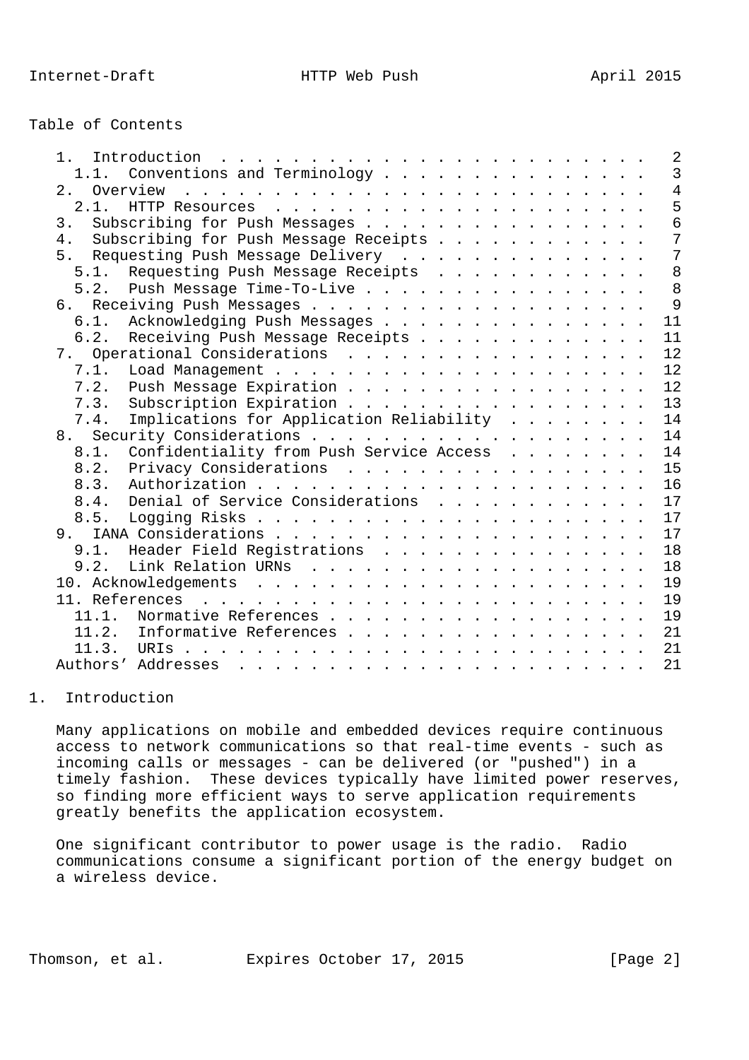## Table of Contents

- 1. Introduction . . . 2
  - 1.1. Conventions and Terminology . . . 3
- 2. Overview . . . 4
  - 2.1. HTTP Resources . . . 5
- 3. Subscribing for Push Messages . . . 6
- 4. Subscribing for Push Message Receipts . . . 7
- 5. Requesting Push Message Delivery . . . 7
  - 5.1. Requesting Push Message Receipts . . . 8
  - 5.2. Push Message Time-To-Live . . . 8
- 6. Receiving Push Messages . . . 9
  - 6.1. Acknowledging Push Messages . . . 11
  - 6.2. Receiving Push Message Receipts . . . 11
- 7. Operational Considerations . . . 12
  - 7.1. Load Management . . . 12
  - 7.2. Push Message Expiration . . . 12
  - 7.3. Subscription Expiration . . . 13
  - 7.4. Implications for Application Reliability . . . 14
- 8. Security Considerations . . . 14
  - 8.1. Confidentiality from Push Service Access . . . 14
  - 8.2. Privacy Considerations . . . 15
  - 8.3. Authorization . . . 16
  - 8.4. Denial of Service Considerations . . . 17
  - 8.5. Logging Risks . . . 17
- 9. IANA Considerations . . . 17
  - 9.1. Header Field Registrations . . . 18
  - 9.2. Link Relation URNs . . . 18
- 10. Acknowledgements . . . 19
- 11. References . . . 19
  - 11.1. Normative References . . . 19
  - 11.2. Informative References . . . 21
  - 11.3. URIs . . . 21
- Authors' Addresses . . . 21

# 1. Introduction

Many applications on mobile and embedded devices require continuous access to network communications so that real-time events - such as incoming calls or messages - can be delivered (or "pushed") in a timely fashion. These devices typically have limited power reserves, so finding more efficient ways to serve application requirements greatly benefits the application ecosystem.

One significant contributor to power usage is the radio. Radio communications consume a significant portion of the energy budget on a wireless device.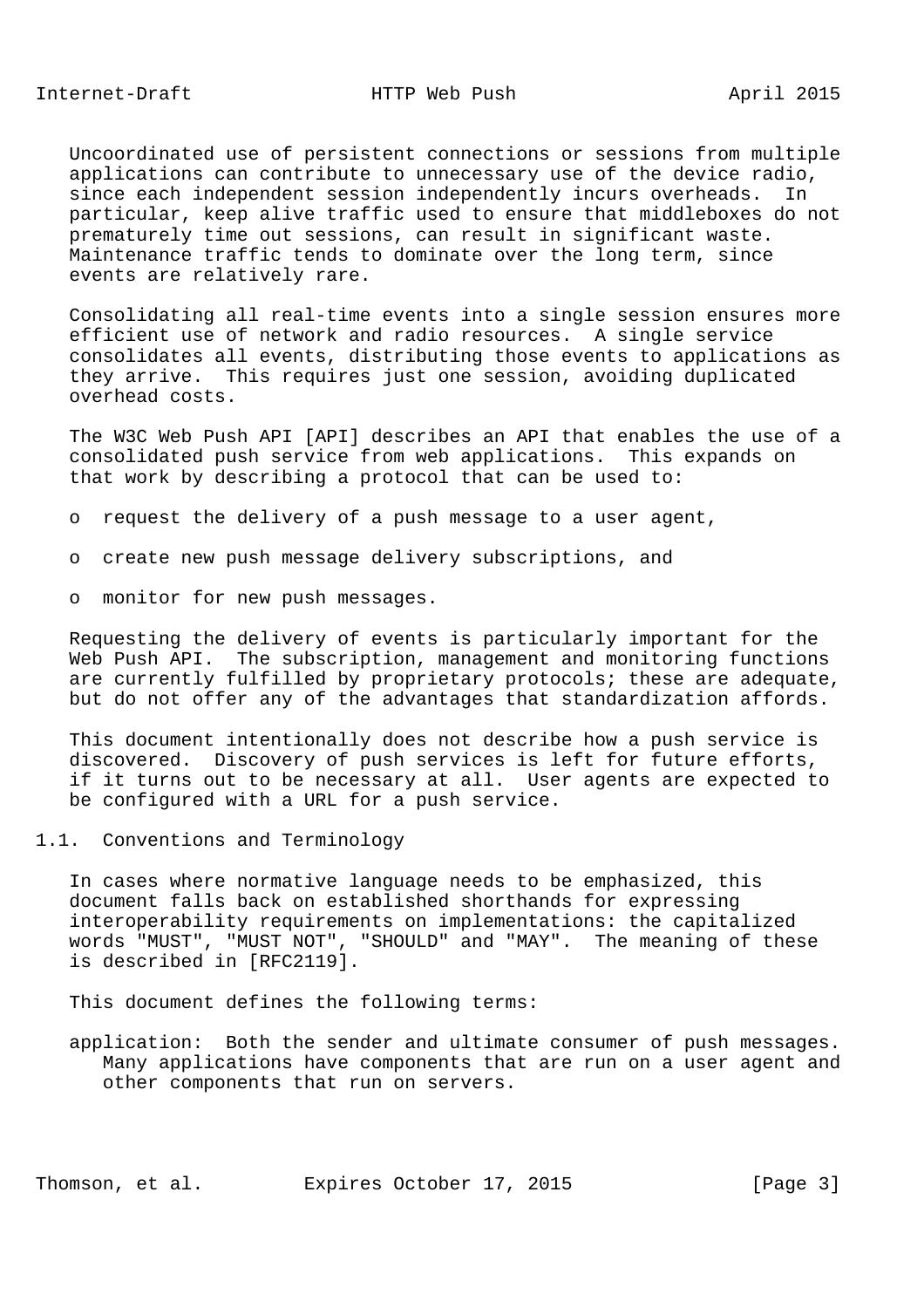Uncoordinated use of persistent connections or sessions from multiple applications can contribute to unnecessary use of the device radio, since each independent session independently incurs overheads. In particular, keep alive traffic used to ensure that middleboxes do not prematurely time out sessions, can result in significant waste. Maintenance traffic tends to dominate over the long term, since events are relatively rare.

Consolidating all real-time events into a single session ensures more efficient use of network and radio resources. A single service consolidates all events, distributing those events to applications as they arrive. This requires just one session, avoiding duplicated overhead costs.

The W3C Web Push API [API] describes an API that enables the use of a consolidated push service from web applications. This expands on that work by describing a protocol that can be used to:

- request the delivery of a push message to a user agent,
- create new push message delivery subscriptions, and
- monitor for new push messages.

Requesting the delivery of events is particularly important for the Web Push API. The subscription, management and monitoring functions are currently fulfilled by proprietary protocols; these are adequate, but do not offer any of the advantages that standardization affords.

This document intentionally does not describe how a push service is discovered. Discovery of push services is left for future efforts, if it turns out to be necessary at all. User agents are expected to be configured with a URL for a push service.

## 1.1. Conventions and Terminology

In cases where normative language needs to be emphasized, this document falls back on established shorthands for expressing interoperability requirements on implementations: the capitalized words "MUST", "MUST NOT", "SHOULD" and "MAY". The meaning of these is described in [RFC2119].

This document defines the following terms:

application: Both the sender and ultimate consumer of push messages. Many applications have components that are run on a user agent and other components that run on servers.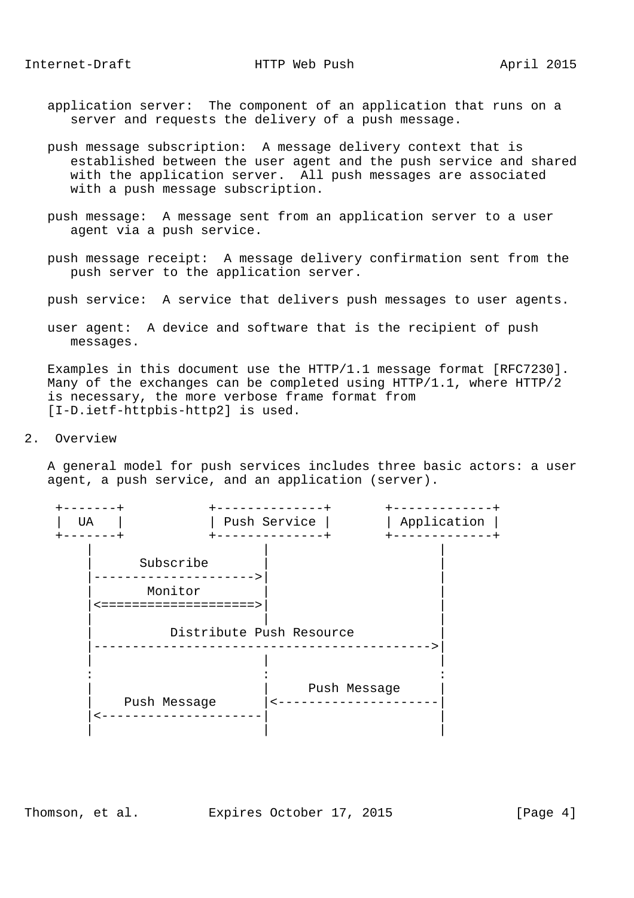application server: The component of an application that runs on a server and requests the delivery of a push message.

push message subscription: A message delivery context that is established between the user agent and the push service and shared with the application server. All push messages are associated with a push message subscription.

push message: A message sent from an application server to a user agent via a push service.

push message receipt: A message delivery confirmation sent from the push server to the application server.

push service: A service that delivers push messages to user agents.

user agent: A device and software that is the recipient of push messages.

Examples in this document use the HTTP/1.1 message format [RFC7230]. Many of the exchanges can be completed using HTTP/1.1, where HTTP/2 is necessary, the more verbose frame format from [I-D.ietf-httpbis-http2] is used.

## 2. Overview

A general model for push services includes three basic actors: a user agent, a push service, and an application (server).

```
 +-------+           +--------------+       +-------------+
 |  UA   |           | Push Service |       | Application |
 +-------+           +--------------+       +-------------+
     |                      |                      |
     |      Subscribe       |                      |
     |--------------------->|                      |
     |       Monitor        |                      |
     |<====================>|                      |
     |                      |                      |
     |          Distribute Push Resource           |
     |-------------------------------------------->|
     |                      |                      |
     :                      :                      :
     |                      |     Push Message     |
     |    Push Message      |<---------------------|
     |<---------------------|                      |
     |                      |                      |
```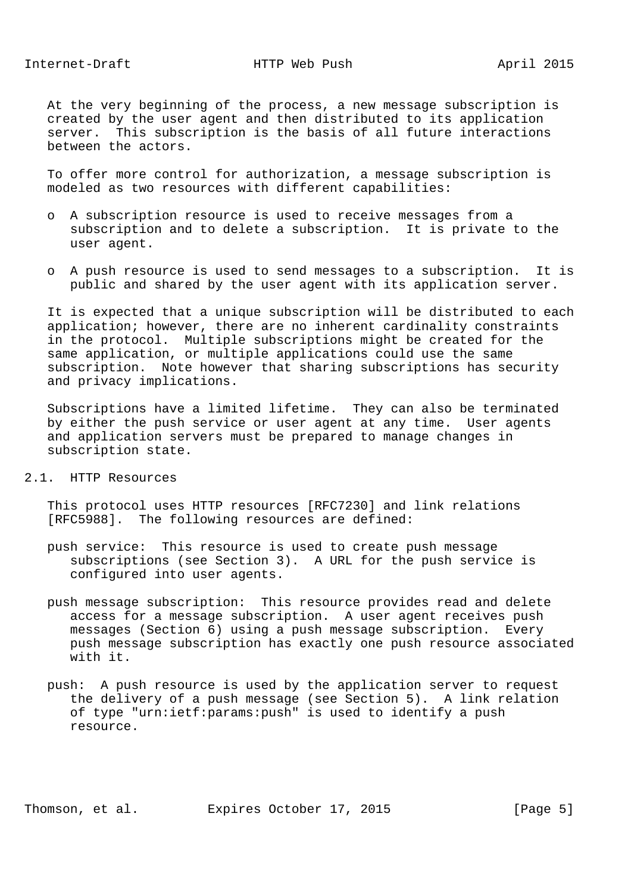At the very beginning of the process, a new message subscription is created by the user agent and then distributed to its application server. This subscription is the basis of all future interactions between the actors.

To offer more control for authorization, a message subscription is modeled as two resources with different capabilities:

- A subscription resource is used to receive messages from a subscription and to delete a subscription. It is private to the user agent.

- A push resource is used to send messages to a subscription. It is public and shared by the user agent with its application server.

It is expected that a unique subscription will be distributed to each application; however, there are no inherent cardinality constraints in the protocol. Multiple subscriptions might be created for the same application, or multiple applications could use the same subscription. Note however that sharing subscriptions has security and privacy implications.

Subscriptions have a limited lifetime. They can also be terminated by either the push service or user agent at any time. User agents and application servers must be prepared to manage changes in subscription state.

## 2.1. HTTP Resources

This protocol uses HTTP resources [RFC7230] and link relations [RFC5988]. The following resources are defined:

push service: This resource is used to create push message subscriptions (see Section 3). A URL for the push service is configured into user agents.

push message subscription: This resource provides read and delete access for a message subscription. A user agent receives push messages (Section 6) using a push message subscription. Every push message subscription has exactly one push resource associated with it.

push: A push resource is used by the application server to request the delivery of a push message (see Section 5). A link relation of type "urn:ietf:params:push" is used to identify a push resource.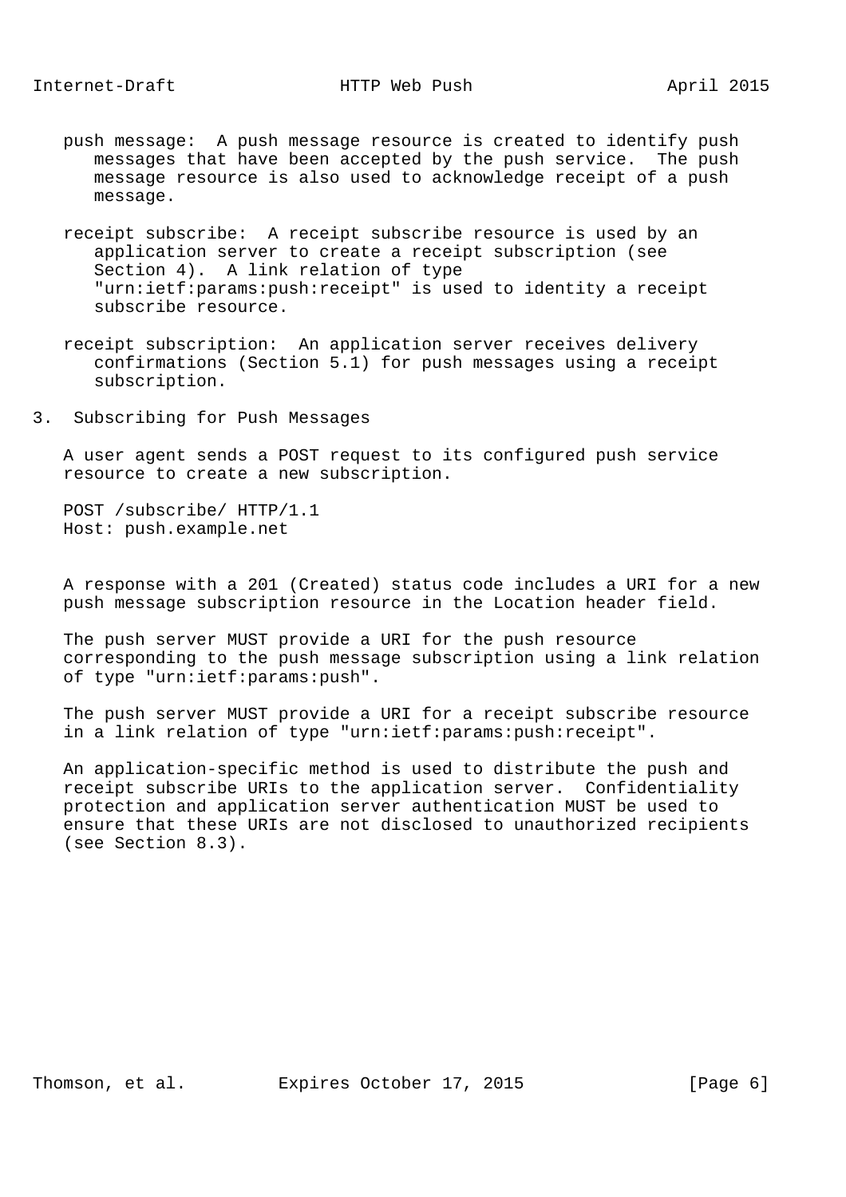push message: A push message resource is created to identify push messages that have been accepted by the push service. The push message resource is also used to acknowledge receipt of a push message.

receipt subscribe: A receipt subscribe resource is used by an application server to create a receipt subscription (see Section 4). A link relation of type "urn:ietf:params:push:receipt" is used to identity a receipt subscribe resource.

receipt subscription: An application server receives delivery confirmations (Section 5.1) for push messages using a receipt subscription.

# 3. Subscribing for Push Messages

A user agent sends a POST request to its configured push service resource to create a new subscription.

```
POST /subscribe/ HTTP/1.1
Host: push.example.net
```

A response with a 201 (Created) status code includes a URI for a new push message subscription resource in the Location header field.

The push server MUST provide a URI for the push resource corresponding to the push message subscription using a link relation of type "urn:ietf:params:push".

The push server MUST provide a URI for a receipt subscribe resource in a link relation of type "urn:ietf:params:push:receipt".

An application-specific method is used to distribute the push and receipt subscribe URIs to the application server. Confidentiality protection and application server authentication MUST be used to ensure that these URIs are not disclosed to unauthorized recipients (see Section 8.3).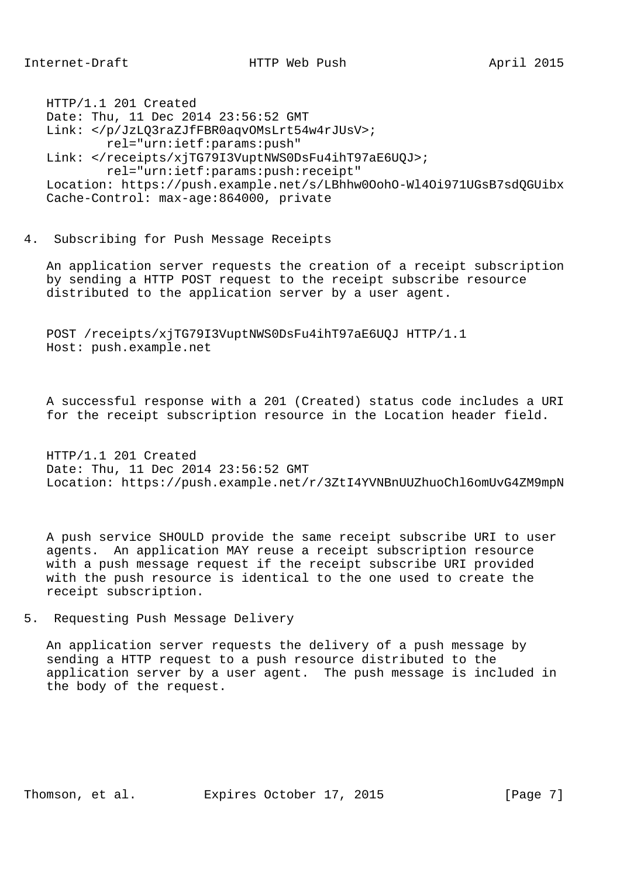```
HTTP/1.1 201 Created
Date: Thu, 11 Dec 2014 23:56:52 GMT
Link: </p/JzLQ3raZJfFBR0aqvOMsLrt54w4rJUsV>;
        rel="urn:ietf:params:push"
Link: </receipts/xjTG79I3VuptNWS0DsFu4ihT97aE6UQJ>;
        rel="urn:ietf:params:push:receipt"
Location: https://push.example.net/s/LBhhw0OohO-Wl4Oi971UGsB7sdQGUibx
Cache-Control: max-age:864000, private
```

## 4. Subscribing for Push Message Receipts

An application server requests the creation of a receipt subscription by sending a HTTP POST request to the receipt subscribe resource distributed to the application server by a user agent.

```
POST /receipts/xjTG79I3VuptNWS0DsFu4ihT97aE6UQJ HTTP/1.1
Host: push.example.net
```

A successful response with a 201 (Created) status code includes a URI for the receipt subscription resource in the Location header field.

```
HTTP/1.1 201 Created
Date: Thu, 11 Dec 2014 23:56:52 GMT
Location: https://push.example.net/r/3ZtI4YVNBnUUZhuoChl6omUvG4ZM9mpN
```

A push service SHOULD provide the same receipt subscribe URI to user agents. An application MAY reuse a receipt subscription resource with a push message request if the receipt subscribe URI provided with the push resource is identical to the one used to create the receipt subscription.

## 5. Requesting Push Message Delivery

An application server requests the delivery of a push message by sending a HTTP request to a push resource distributed to the application server by a user agent. The push message is included in the body of the request.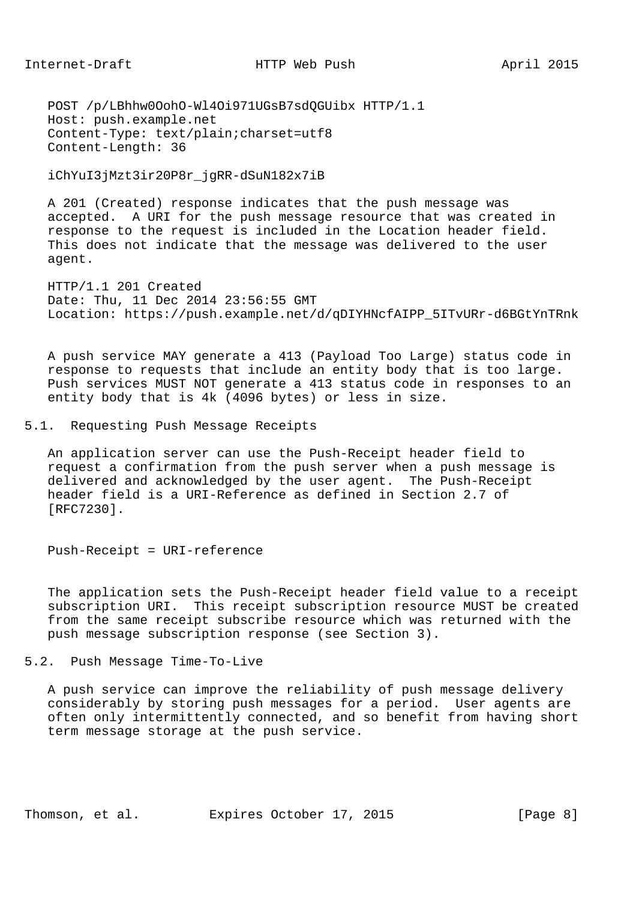```
POST /p/LBhhw0OohO-Wl4Oi971UGsB7sdQGUibx HTTP/1.1
Host: push.example.net
Content-Type: text/plain;charset=utf8
Content-Length: 36

iChYuI3jMzt3ir20P8r_jgRR-dSuN182x7iB
```

A 201 (Created) response indicates that the push message was accepted. A URI for the push message resource that was created in response to the request is included in the Location header field. This does not indicate that the message was delivered to the user agent.

```
HTTP/1.1 201 Created
Date: Thu, 11 Dec 2014 23:56:55 GMT
Location: https://push.example.net/d/qDIYHNcfAIPP_5ITvURr-d6BGtYnTRnk
```

A push service MAY generate a 413 (Payload Too Large) status code in response to requests that include an entity body that is too large. Push services MUST NOT generate a 413 status code in responses to an entity body that is 4k (4096 bytes) or less in size.

## 5.1. Requesting Push Message Receipts

An application server can use the Push-Receipt header field to request a confirmation from the push server when a push message is delivered and acknowledged by the user agent. The Push-Receipt header field is a URI-Reference as defined in Section 2.7 of [RFC7230].

```
Push-Receipt = URI-reference
```

The application sets the Push-Receipt header field value to a receipt subscription URI. This receipt subscription resource MUST be created from the same receipt subscribe resource which was returned with the push message subscription response (see Section 3).

## 5.2. Push Message Time-To-Live

A push service can improve the reliability of push message delivery considerably by storing push messages for a period. User agents are often only intermittently connected, and so benefit from having short term message storage at the push service.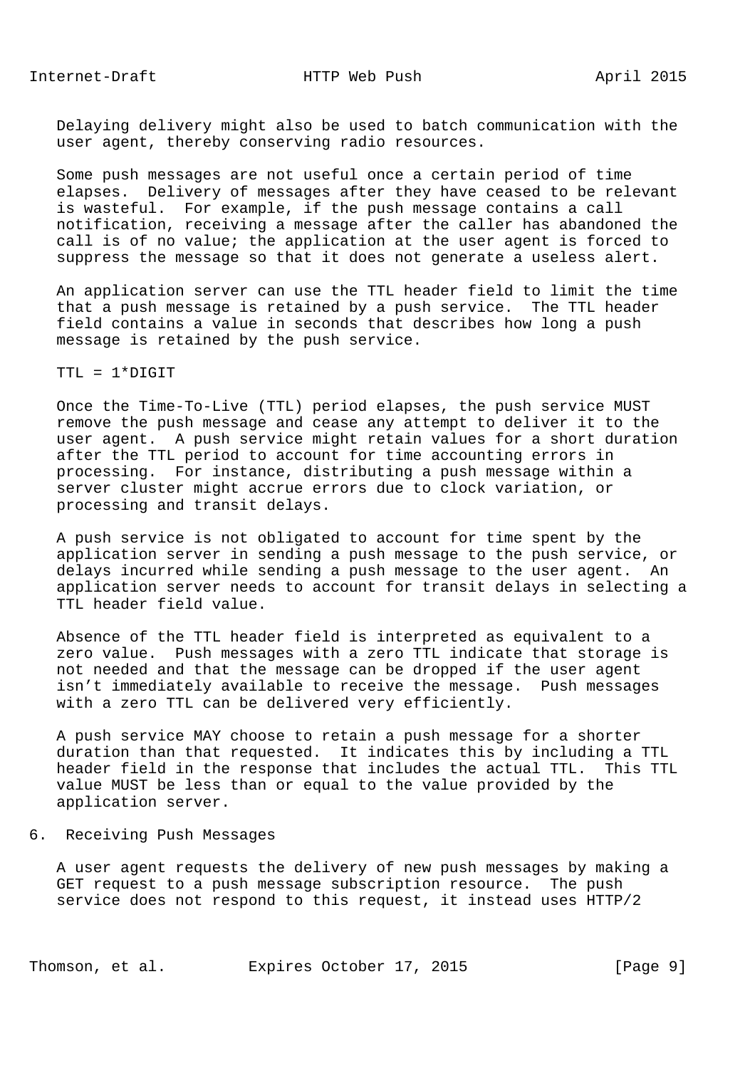Delaying delivery might also be used to batch communication with the user agent, thereby conserving radio resources.

Some push messages are not useful once a certain period of time elapses. Delivery of messages after they have ceased to be relevant is wasteful. For example, if the push message contains a call notification, receiving a message after the caller has abandoned the call is of no value; the application at the user agent is forced to suppress the message so that it does not generate a useless alert.

An application server can use the TTL header field to limit the time that a push message is retained by a push service. The TTL header field contains a value in seconds that describes how long a push message is retained by the push service.

```
TTL = 1*DIGIT
```

Once the Time-To-Live (TTL) period elapses, the push service MUST remove the push message and cease any attempt to deliver it to the user agent. A push service might retain values for a short duration after the TTL period to account for time accounting errors in processing. For instance, distributing a push message within a server cluster might accrue errors due to clock variation, or processing and transit delays.

A push service is not obligated to account for time spent by the application server in sending a push message to the push service, or delays incurred while sending a push message to the user agent. An application server needs to account for transit delays in selecting a TTL header field value.

Absence of the TTL header field is interpreted as equivalent to a zero value. Push messages with a zero TTL indicate that storage is not needed and that the message can be dropped if the user agent isn't immediately available to receive the message. Push messages with a zero TTL can be delivered very efficiently.

A push service MAY choose to retain a push message for a shorter duration than that requested. It indicates this by including a TTL header field in the response that includes the actual TTL. This TTL value MUST be less than or equal to the value provided by the application server.

# 6. Receiving Push Messages

A user agent requests the delivery of new push messages by making a GET request to a push message subscription resource. The push service does not respond to this request, it instead uses HTTP/2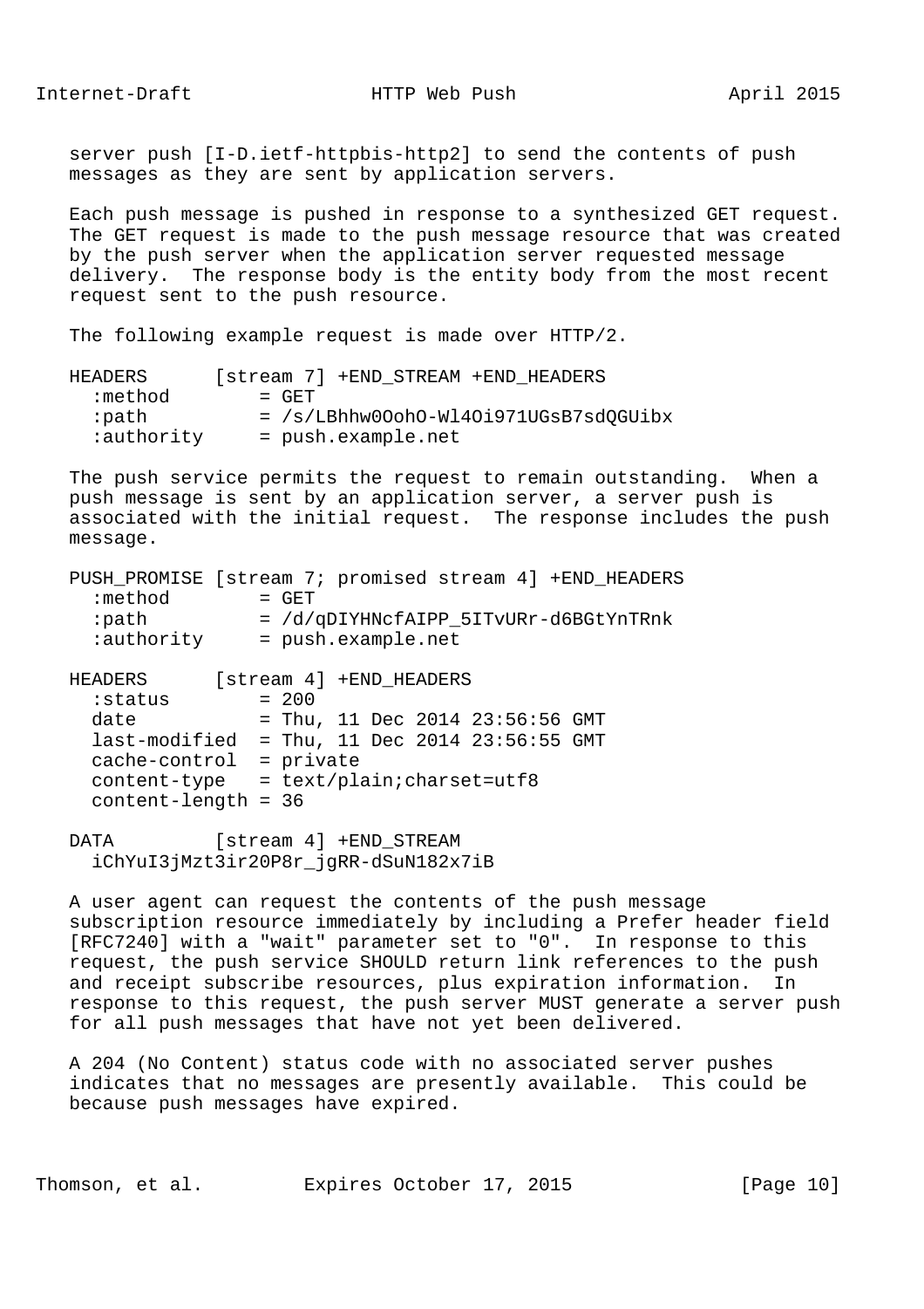server push [I-D.ietf-httpbis-http2] to send the contents of push messages as they are sent by application servers.

Each push message is pushed in response to a synthesized GET request. The GET request is made to the push message resource that was created by the push server when the application server requested message delivery. The response body is the entity body from the most recent request sent to the push resource.

The following example request is made over HTTP/2.

```
HEADERS      [stream 7] +END_STREAM +END_HEADERS
  :method        = GET
  :path          = /s/LBhhw0OohO-Wl4Oi971UGsB7sdQGUibx
  :authority     = push.example.net
```

The push service permits the request to remain outstanding. When a push message is sent by an application server, a server push is associated with the initial request. The response includes the push message.

```
PUSH_PROMISE [stream 7; promised stream 4] +END_HEADERS
  :method        = GET
  :path          = /d/qDIYHNcfAIPP_5ITvURr-d6BGtYnTRnk
  :authority     = push.example.net

HEADERS      [stream 4] +END_HEADERS
  :status        = 200
  date           = Thu, 11 Dec 2014 23:56:56 GMT
  last-modified  = Thu, 11 Dec 2014 23:56:55 GMT
  cache-control  = private
  content-type   = text/plain;charset=utf8
  content-length = 36

DATA         [stream 4] +END_STREAM
  iChYuI3jMzt3ir20P8r_jgRR-dSuN182x7iB
```

A user agent can request the contents of the push message subscription resource immediately by including a Prefer header field [RFC7240] with a "wait" parameter set to "0". In response to this request, the push service SHOULD return link references to the push and receipt subscribe resources, plus expiration information. In response to this request, the push server MUST generate a server push for all push messages that have not yet been delivered.

A 204 (No Content) status code with no associated server pushes indicates that no messages are presently available. This could be because push messages have expired.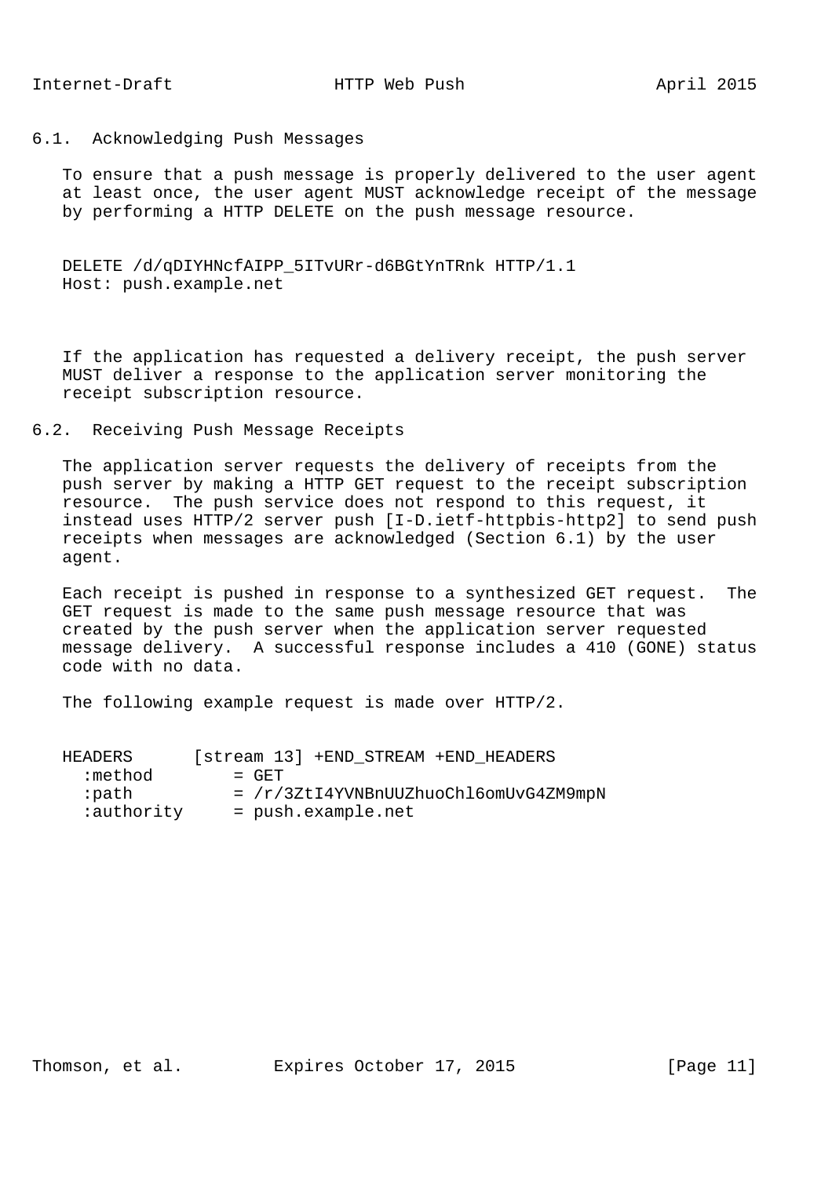### 6.1. Acknowledging Push Messages

To ensure that a push message is properly delivered to the user agent at least once, the user agent MUST acknowledge receipt of the message by performing a HTTP DELETE on the push message resource.

```
DELETE /d/qDIYHNcfAIPP_5ITvURr-d6BGtYnTRnk HTTP/1.1
Host: push.example.net
```

If the application has requested a delivery receipt, the push server MUST deliver a response to the application server monitoring the receipt subscription resource.

### 6.2. Receiving Push Message Receipts

The application server requests the delivery of receipts from the push server by making a HTTP GET request to the receipt subscription resource. The push service does not respond to this request, it instead uses HTTP/2 server push [I-D.ietf-httpbis-http2] to send push receipts when messages are acknowledged (Section 6.1) by the user agent.

Each receipt is pushed in response to a synthesized GET request. The GET request is made to the same push message resource that was created by the push server when the application server requested message delivery. A successful response includes a 410 (GONE) status code with no data.

The following example request is made over HTTP/2.

```
HEADERS      [stream 13] +END_STREAM +END_HEADERS
  :method        = GET
  :path          = /r/3ZtI4YVNBnUUZhuoChl6omUvG4ZM9mpN
  :authority     = push.example.net
```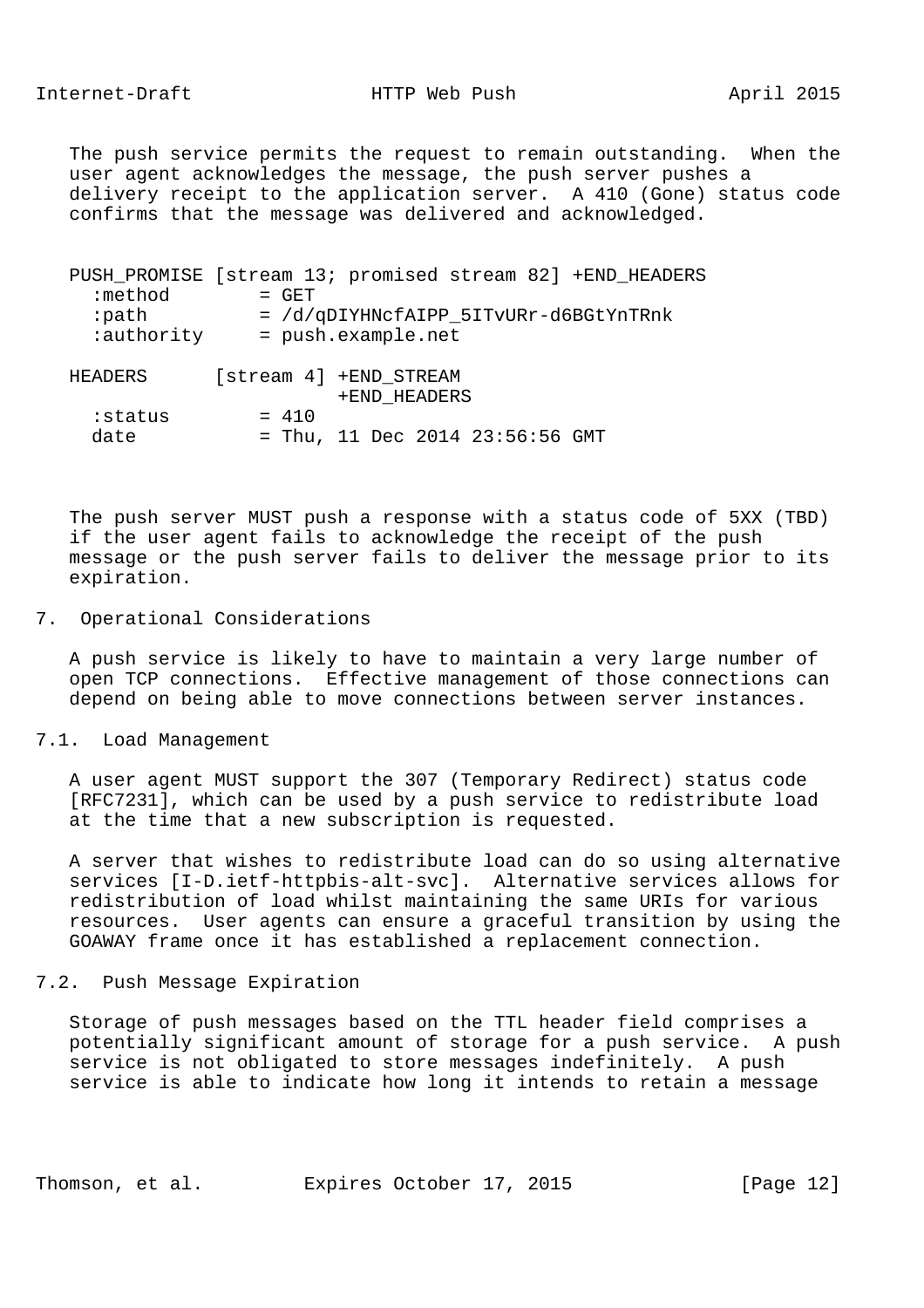The push service permits the request to remain outstanding. When the user agent acknowledges the message, the push server pushes a delivery receipt to the application server. A 410 (Gone) status code confirms that the message was delivered and acknowledged.

```
PUSH_PROMISE [stream 13; promised stream 82] +END_HEADERS
  :method        = GET
  :path          = /d/qDIYHNcfAIPP_5ITvURr-d6BGtYnTRnk
  :authority     = push.example.net

HEADERS      [stream 4] +END_STREAM
                        +END_HEADERS
  :status        = 410
  date           = Thu, 11 Dec 2014 23:56:56 GMT
```

The push server MUST push a response with a status code of 5XX (TBD) if the user agent fails to acknowledge the receipt of the push message or the push server fails to deliver the message prior to its expiration.

# 7. Operational Considerations

A push service is likely to have to maintain a very large number of open TCP connections. Effective management of those connections can depend on being able to move connections between server instances.

## 7.1. Load Management

A user agent MUST support the 307 (Temporary Redirect) status code [RFC7231], which can be used by a push service to redistribute load at the time that a new subscription is requested.

A server that wishes to redistribute load can do so using alternative services [I-D.ietf-httpbis-alt-svc]. Alternative services allows for redistribution of load whilst maintaining the same URIs for various resources. User agents can ensure a graceful transition by using the GOAWAY frame once it has established a replacement connection.

## 7.2. Push Message Expiration

Storage of push messages based on the TTL header field comprises a potentially significant amount of storage for a push service. A push service is not obligated to store messages indefinitely. A push service is able to indicate how long it intends to retain a message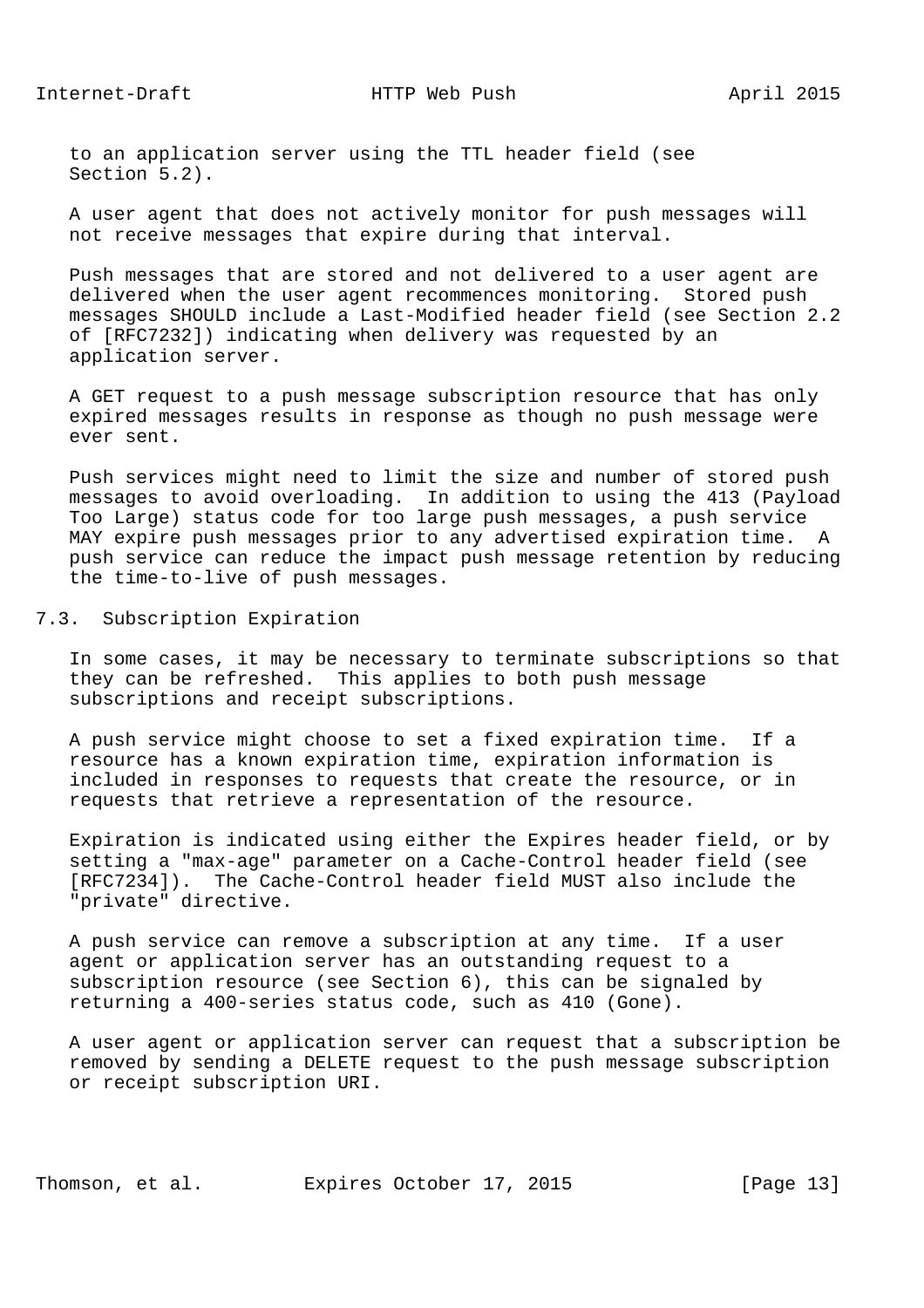to an application server using the TTL header field (see Section 5.2).

A user agent that does not actively monitor for push messages will not receive messages that expire during that interval.

Push messages that are stored and not delivered to a user agent are delivered when the user agent recommences monitoring. Stored push messages SHOULD include a Last-Modified header field (see Section 2.2 of [RFC7232]) indicating when delivery was requested by an application server.

A GET request to a push message subscription resource that has only expired messages results in response as though no push message were ever sent.

Push services might need to limit the size and number of stored push messages to avoid overloading. In addition to using the 413 (Payload Too Large) status code for too large push messages, a push service MAY expire push messages prior to any advertised expiration time. A push service can reduce the impact push message retention by reducing the time-to-live of push messages.

## 7.3. Subscription Expiration

In some cases, it may be necessary to terminate subscriptions so that they can be refreshed. This applies to both push message subscriptions and receipt subscriptions.

A push service might choose to set a fixed expiration time. If a resource has a known expiration time, expiration information is included in responses to requests that create the resource, or in requests that retrieve a representation of the resource.

Expiration is indicated using either the Expires header field, or by setting a "max-age" parameter on a Cache-Control header field (see [RFC7234]). The Cache-Control header field MUST also include the "private" directive.

A push service can remove a subscription at any time. If a user agent or application server has an outstanding request to a subscription resource (see Section 6), this can be signaled by returning a 400-series status code, such as 410 (Gone).

A user agent or application server can request that a subscription be removed by sending a DELETE request to the push message subscription or receipt subscription URI.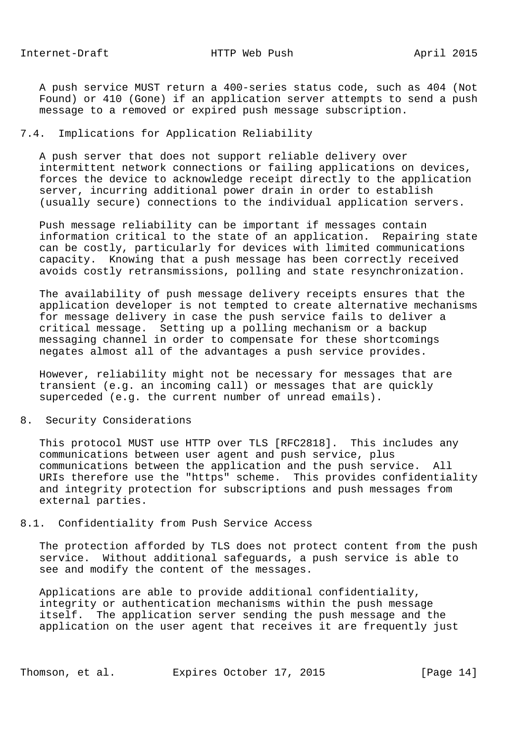A push service MUST return a 400-series status code, such as 404 (Not Found) or 410 (Gone) if an application server attempts to send a push message to a removed or expired push message subscription.

### 7.4. Implications for Application Reliability

A push server that does not support reliable delivery over intermittent network connections or failing applications on devices, forces the device to acknowledge receipt directly to the application server, incurring additional power drain in order to establish (usually secure) connections to the individual application servers.

Push message reliability can be important if messages contain information critical to the state of an application. Repairing state can be costly, particularly for devices with limited communications capacity. Knowing that a push message has been correctly received avoids costly retransmissions, polling and state resynchronization.

The availability of push message delivery receipts ensures that the application developer is not tempted to create alternative mechanisms for message delivery in case the push service fails to deliver a critical message. Setting up a polling mechanism or a backup messaging channel in order to compensate for these shortcomings negates almost all of the advantages a push service provides.

However, reliability might not be necessary for messages that are transient (e.g. an incoming call) or messages that are quickly superceded (e.g. the current number of unread emails).

## 8. Security Considerations

This protocol MUST use HTTP over TLS [RFC2818]. This includes any communications between user agent and push service, plus communications between the application and the push service. All URIs therefore use the "https" scheme. This provides confidentiality and integrity protection for subscriptions and push messages from external parties.

### 8.1. Confidentiality from Push Service Access

The protection afforded by TLS does not protect content from the push service. Without additional safeguards, a push service is able to see and modify the content of the messages.

Applications are able to provide additional confidentiality, integrity or authentication mechanisms within the push message itself. The application server sending the push message and the application on the user agent that receives it are frequently just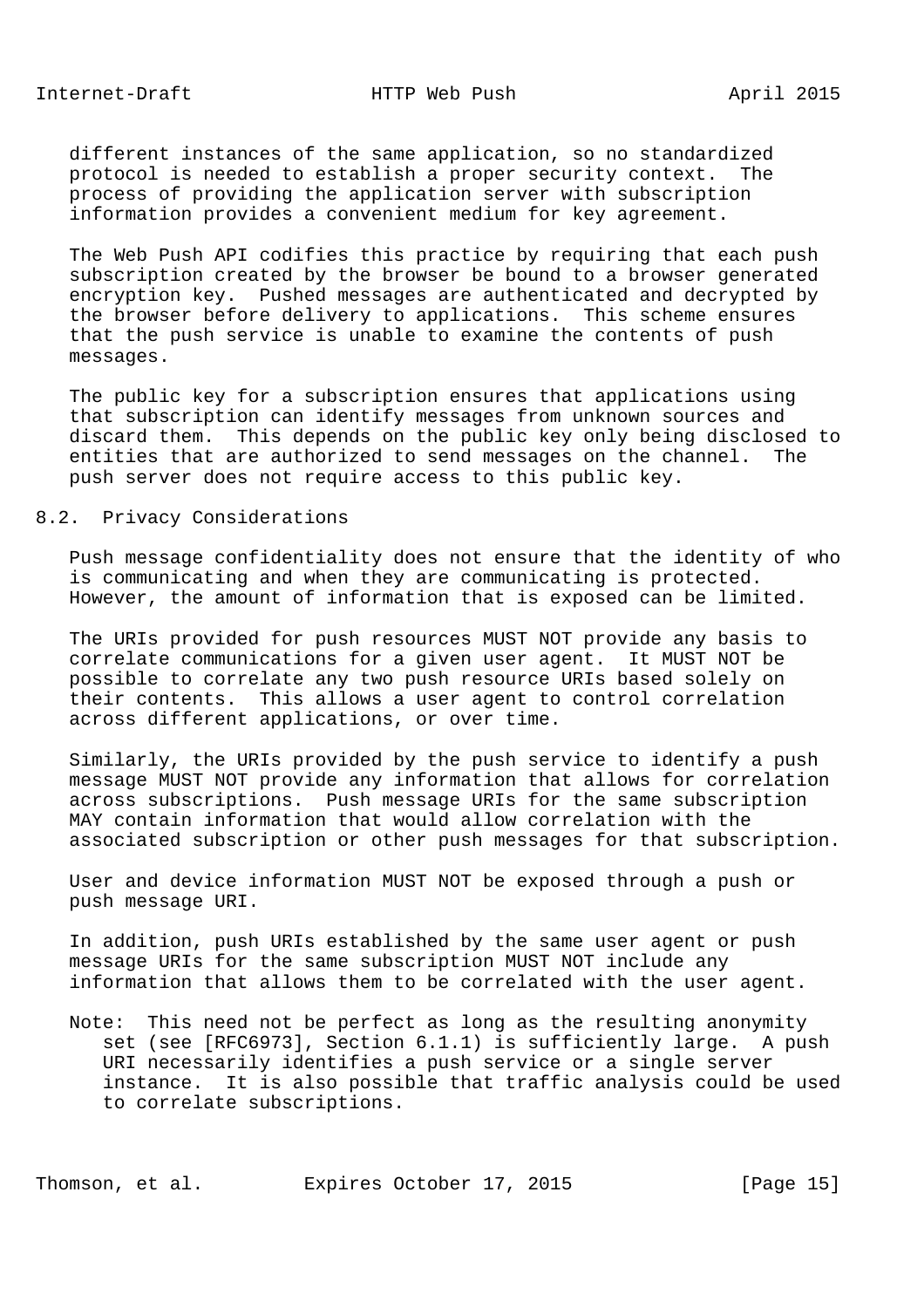different instances of the same application, so no standardized protocol is needed to establish a proper security context. The process of providing the application server with subscription information provides a convenient medium for key agreement.

The Web Push API codifies this practice by requiring that each push subscription created by the browser be bound to a browser generated encryption key. Pushed messages are authenticated and decrypted by the browser before delivery to applications. This scheme ensures that the push service is unable to examine the contents of push messages.

The public key for a subscription ensures that applications using that subscription can identify messages from unknown sources and discard them. This depends on the public key only being disclosed to entities that are authorized to send messages on the channel. The push server does not require access to this public key.

## 8.2. Privacy Considerations

Push message confidentiality does not ensure that the identity of who is communicating and when they are communicating is protected. However, the amount of information that is exposed can be limited.

The URIs provided for push resources MUST NOT provide any basis to correlate communications for a given user agent. It MUST NOT be possible to correlate any two push resource URIs based solely on their contents. This allows a user agent to control correlation across different applications, or over time.

Similarly, the URIs provided by the push service to identify a push message MUST NOT provide any information that allows for correlation across subscriptions. Push message URIs for the same subscription MAY contain information that would allow correlation with the associated subscription or other push messages for that subscription.

User and device information MUST NOT be exposed through a push or push message URI.

In addition, push URIs established by the same user agent or push message URIs for the same subscription MUST NOT include any information that allows them to be correlated with the user agent.

Note: This need not be perfect as long as the resulting anonymity set (see [RFC6973], Section 6.1.1) is sufficiently large. A push URI necessarily identifies a push service or a single server instance. It is also possible that traffic analysis could be used to correlate subscriptions.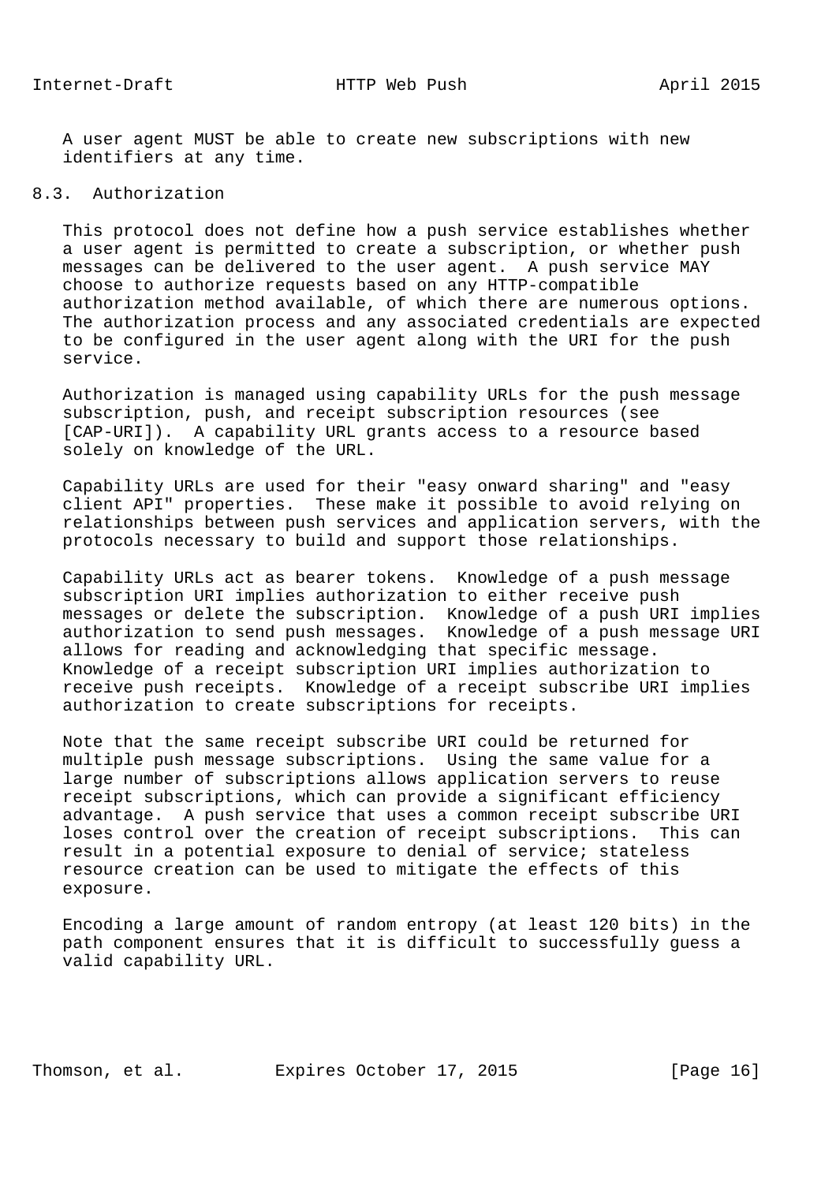A user agent MUST be able to create new subscriptions with new identifiers at any time.

## 8.3. Authorization

This protocol does not define how a push service establishes whether a user agent is permitted to create a subscription, or whether push messages can be delivered to the user agent. A push service MAY choose to authorize requests based on any HTTP-compatible authorization method available, of which there are numerous options. The authorization process and any associated credentials are expected to be configured in the user agent along with the URI for the push service.

Authorization is managed using capability URLs for the push message subscription, push, and receipt subscription resources (see [CAP-URI]). A capability URL grants access to a resource based solely on knowledge of the URL.

Capability URLs are used for their "easy onward sharing" and "easy client API" properties. These make it possible to avoid relying on relationships between push services and application servers, with the protocols necessary to build and support those relationships.

Capability URLs act as bearer tokens. Knowledge of a push message subscription URI implies authorization to either receive push messages or delete the subscription. Knowledge of a push URI implies authorization to send push messages. Knowledge of a push message URI allows for reading and acknowledging that specific message. Knowledge of a receipt subscription URI implies authorization to receive push receipts. Knowledge of a receipt subscribe URI implies authorization to create subscriptions for receipts.

Note that the same receipt subscribe URI could be returned for multiple push message subscriptions. Using the same value for a large number of subscriptions allows application servers to reuse receipt subscriptions, which can provide a significant efficiency advantage. A push service that uses a common receipt subscribe URI loses control over the creation of receipt subscriptions. This can result in a potential exposure to denial of service; stateless resource creation can be used to mitigate the effects of this exposure.

Encoding a large amount of random entropy (at least 120 bits) in the path component ensures that it is difficult to successfully guess a valid capability URL.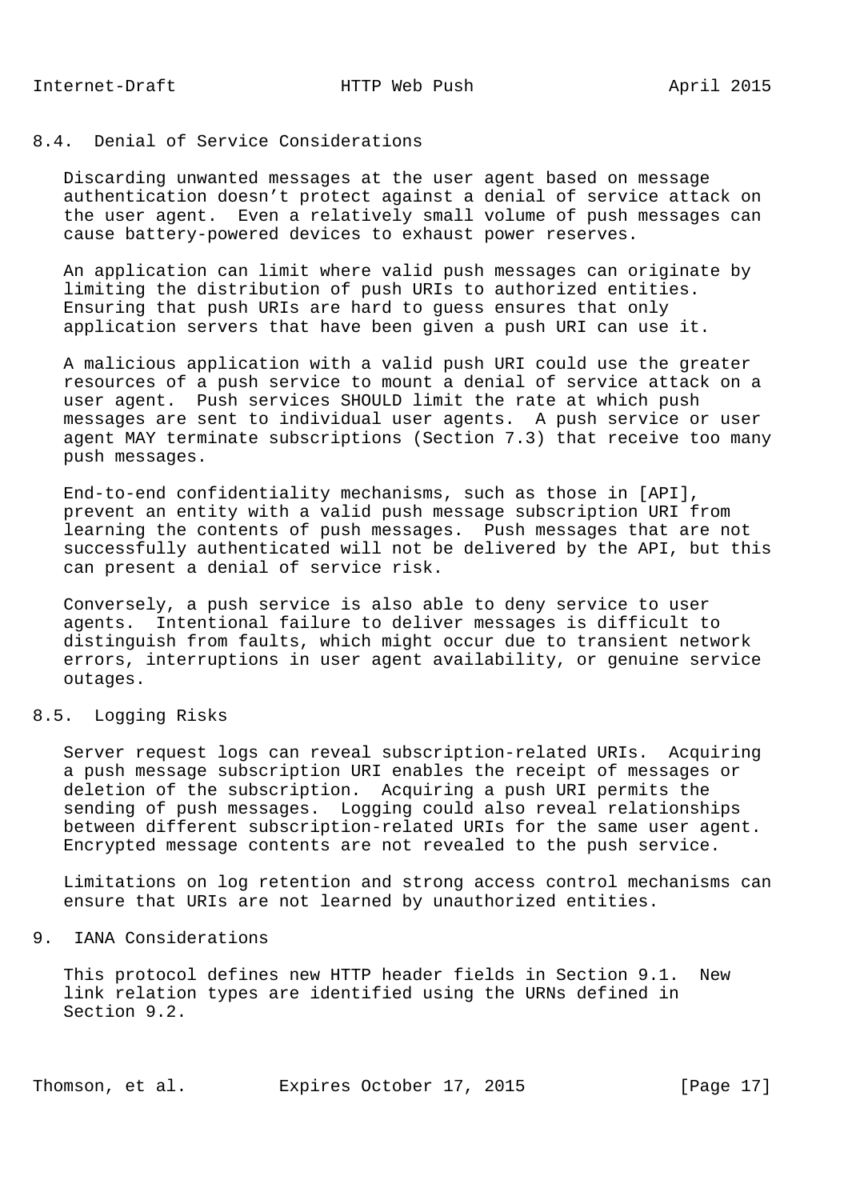### 8.4. Denial of Service Considerations

Discarding unwanted messages at the user agent based on message authentication doesn’t protect against a denial of service attack on the user agent. Even a relatively small volume of push messages can cause battery-powered devices to exhaust power reserves.

An application can limit where valid push messages can originate by limiting the distribution of push URIs to authorized entities. Ensuring that push URIs are hard to guess ensures that only application servers that have been given a push URI can use it.

A malicious application with a valid push URI could use the greater resources of a push service to mount a denial of service attack on a user agent. Push services SHOULD limit the rate at which push messages are sent to individual user agents. A push service or user agent MAY terminate subscriptions (Section 7.3) that receive too many push messages.

End-to-end confidentiality mechanisms, such as those in [API], prevent an entity with a valid push message subscription URI from learning the contents of push messages. Push messages that are not successfully authenticated will not be delivered by the API, but this can present a denial of service risk.

Conversely, a push service is also able to deny service to user agents. Intentional failure to deliver messages is difficult to distinguish from faults, which might occur due to transient network errors, interruptions in user agent availability, or genuine service outages.

### 8.5. Logging Risks

Server request logs can reveal subscription-related URIs. Acquiring a push message subscription URI enables the receipt of messages or deletion of the subscription. Acquiring a push URI permits the sending of push messages. Logging could also reveal relationships between different subscription-related URIs for the same user agent. Encrypted message contents are not revealed to the push service.

Limitations on log retention and strong access control mechanisms can ensure that URIs are not learned by unauthorized entities.

## 9. IANA Considerations

This protocol defines new HTTP header fields in Section 9.1. New link relation types are identified using the URNs defined in Section 9.2.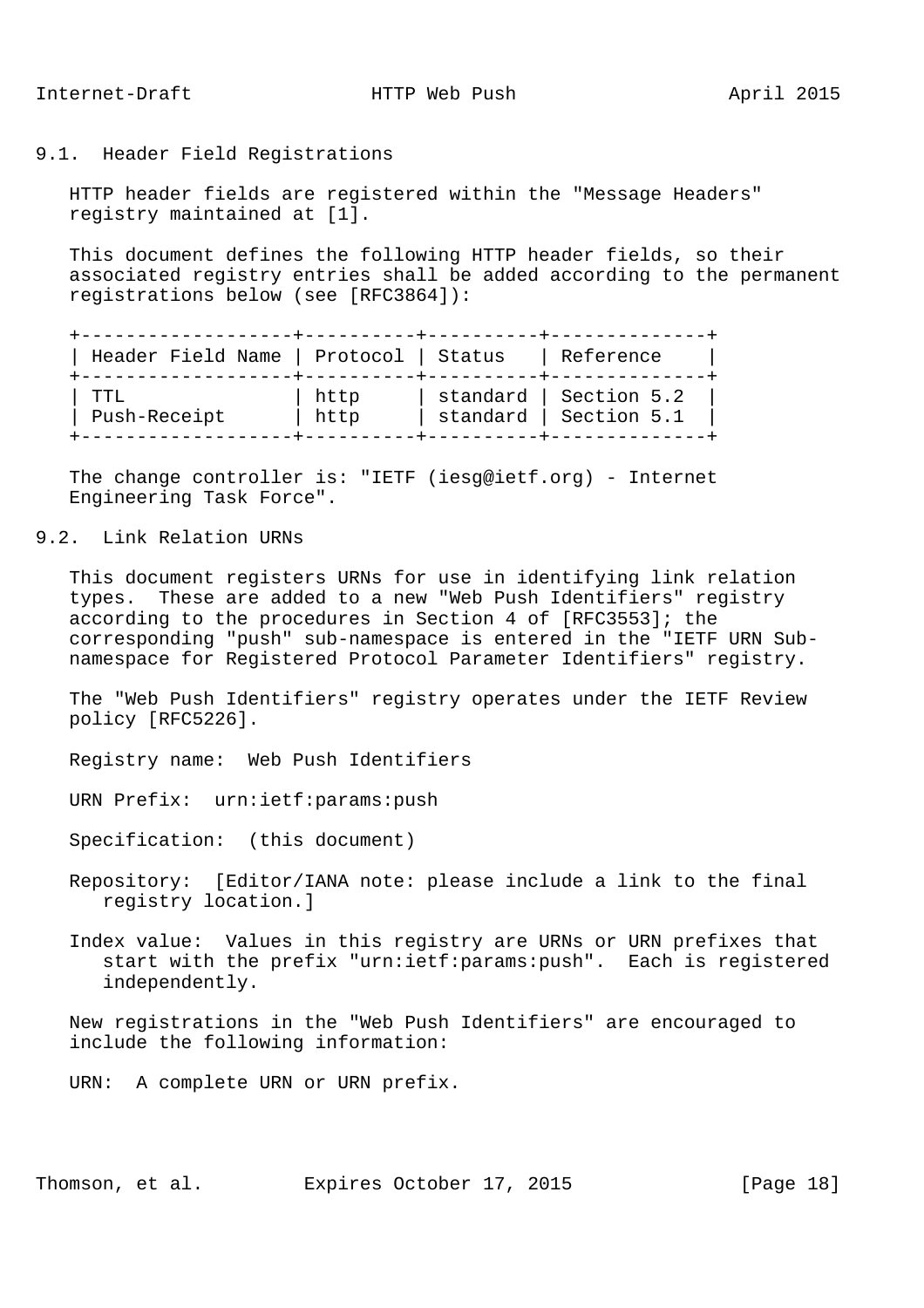### 9.1. Header Field Registrations

HTTP header fields are registered within the "Message Headers" registry maintained at [1].

This document defines the following HTTP header fields, so their associated registry entries shall be added according to the permanent registrations below (see [RFC3864]):

| Header Field Name | Protocol | Status | Reference |
| --- | --- | --- | --- |
| TTL | http | standard | Section 5.2 |
| Push-Receipt | http | standard | Section 5.1 |

The change controller is: "IETF (iesg@ietf.org) - Internet Engineering Task Force".

### 9.2. Link Relation URNs

This document registers URNs for use in identifying link relation types. These are added to a new "Web Push Identifiers" registry according to the procedures in Section 4 of [RFC3553]; the corresponding "push" sub-namespace is entered in the "IETF URN Sub-namespace for Registered Protocol Parameter Identifiers" registry.

The "Web Push Identifiers" registry operates under the IETF Review policy [RFC5226].

Registry name: Web Push Identifiers

URN Prefix: urn:ietf:params:push

Specification: (this document)

Repository: [Editor/IANA note: please include a link to the final registry location.]

Index value: Values in this registry are URNs or URN prefixes that start with the prefix "urn:ietf:params:push". Each is registered independently.

New registrations in the "Web Push Identifiers" are encouraged to include the following information:

URN: A complete URN or URN prefix.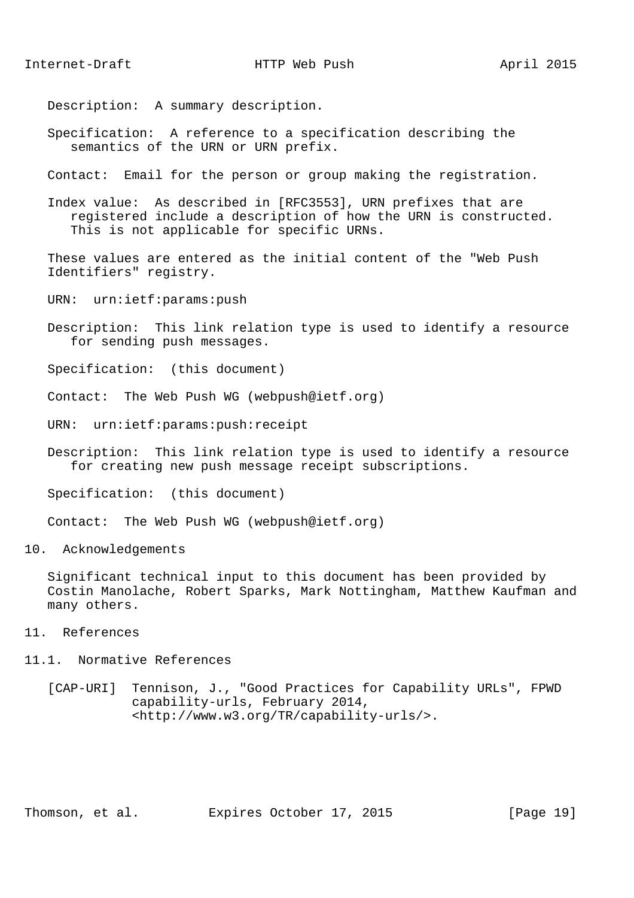Description: A summary description.

Specification: A reference to a specification describing the semantics of the URN or URN prefix.

Contact: Email for the person or group making the registration.

Index value: As described in [RFC3553], URN prefixes that are registered include a description of how the URN is constructed. This is not applicable for specific URNs.

These values are entered as the initial content of the "Web Push Identifiers" registry.

URN: urn:ietf:params:push

Description: This link relation type is used to identify a resource for sending push messages.

Specification: (this document)

Contact: The Web Push WG (webpush@ietf.org)

URN: urn:ietf:params:push:receipt

Description: This link relation type is used to identify a resource for creating new push message receipt subscriptions.

Specification: (this document)

Contact: The Web Push WG (webpush@ietf.org)

## 10. Acknowledgements

Significant technical input to this document has been provided by Costin Manolache, Robert Sparks, Mark Nottingham, Matthew Kaufman and many others.

## 11. References

### 11.1. Normative References

[CAP-URI] Tennison, J., "Good Practices for Capability URLs", FPWD capability-urls, February 2014, <http://www.w3.org/TR/capability-urls/>.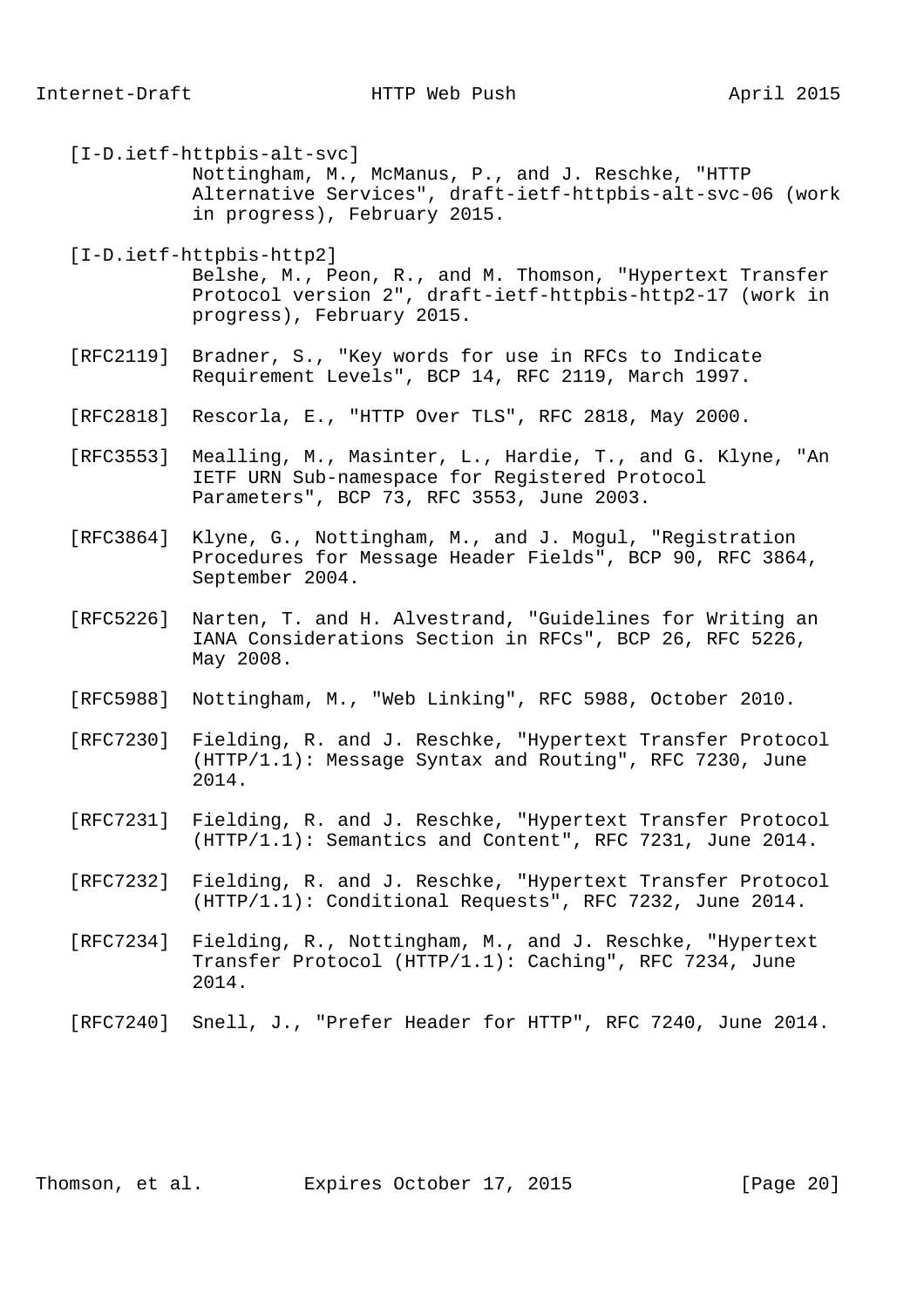[I-D.ietf-httpbis-alt-svc]
Nottingham, M., McManus, P., and J. Reschke, "HTTP Alternative Services", draft-ietf-httpbis-alt-svc-06 (work in progress), February 2015.

[I-D.ietf-httpbis-http2]
Belshe, M., Peon, R., and M. Thomson, "Hypertext Transfer Protocol version 2", draft-ietf-httpbis-http2-17 (work in progress), February 2015.

[RFC2119] Bradner, S., "Key words for use in RFCs to Indicate Requirement Levels", BCP 14, RFC 2119, March 1997.

[RFC2818] Rescorla, E., "HTTP Over TLS", RFC 2818, May 2000.

[RFC3553] Mealling, M., Masinter, L., Hardie, T., and G. Klyne, "An IETF URN Sub-namespace for Registered Protocol Parameters", BCP 73, RFC 3553, June 2003.

[RFC3864] Klyne, G., Nottingham, M., and J. Mogul, "Registration Procedures for Message Header Fields", BCP 90, RFC 3864, September 2004.

[RFC5226] Narten, T. and H. Alvestrand, "Guidelines for Writing an IANA Considerations Section in RFCs", BCP 26, RFC 5226, May 2008.

[RFC5988] Nottingham, M., "Web Linking", RFC 5988, October 2010.

[RFC7230] Fielding, R. and J. Reschke, "Hypertext Transfer Protocol (HTTP/1.1): Message Syntax and Routing", RFC 7230, June 2014.

[RFC7231] Fielding, R. and J. Reschke, "Hypertext Transfer Protocol (HTTP/1.1): Semantics and Content", RFC 7231, June 2014.

[RFC7232] Fielding, R. and J. Reschke, "Hypertext Transfer Protocol (HTTP/1.1): Conditional Requests", RFC 7232, June 2014.

[RFC7234] Fielding, R., Nottingham, M., and J. Reschke, "Hypertext Transfer Protocol (HTTP/1.1): Caching", RFC 7234, June 2014.

[RFC7240] Snell, J., "Prefer Header for HTTP", RFC 7240, June 2014.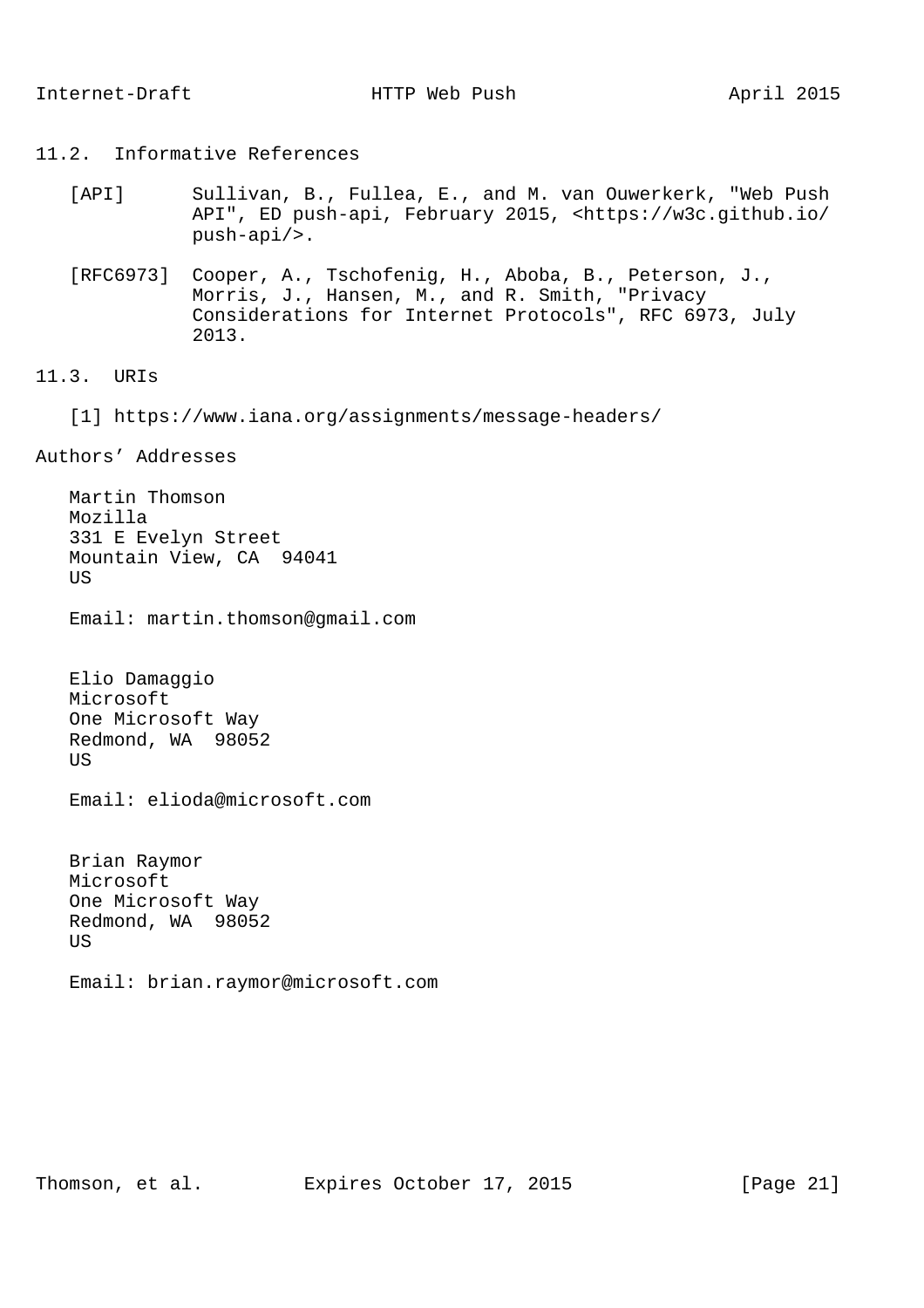### 11.2. Informative References

[API] Sullivan, B., Fullea, E., and M. van Ouwerkerk, "Web Push API", ED push-api, February 2015, <https://w3c.github.io/push-api/>.

[RFC6973] Cooper, A., Tschofenig, H., Aboba, B., Peterson, J., Morris, J., Hansen, M., and R. Smith, "Privacy Considerations for Internet Protocols", RFC 6973, July 2013.

### 11.3. URIs

[1] https://www.iana.org/assignments/message-headers/

## Authors' Addresses

Martin Thomson
Mozilla
331 E Evelyn Street
Mountain View, CA 94041
US

Email: martin.thomson@gmail.com

Elio Damaggio
Microsoft
One Microsoft Way
Redmond, WA 98052
US

Email: elioda@microsoft.com

Brian Raymor
Microsoft
One Microsoft Way
Redmond, WA 98052
US

Email: brian.raymor@microsoft.com